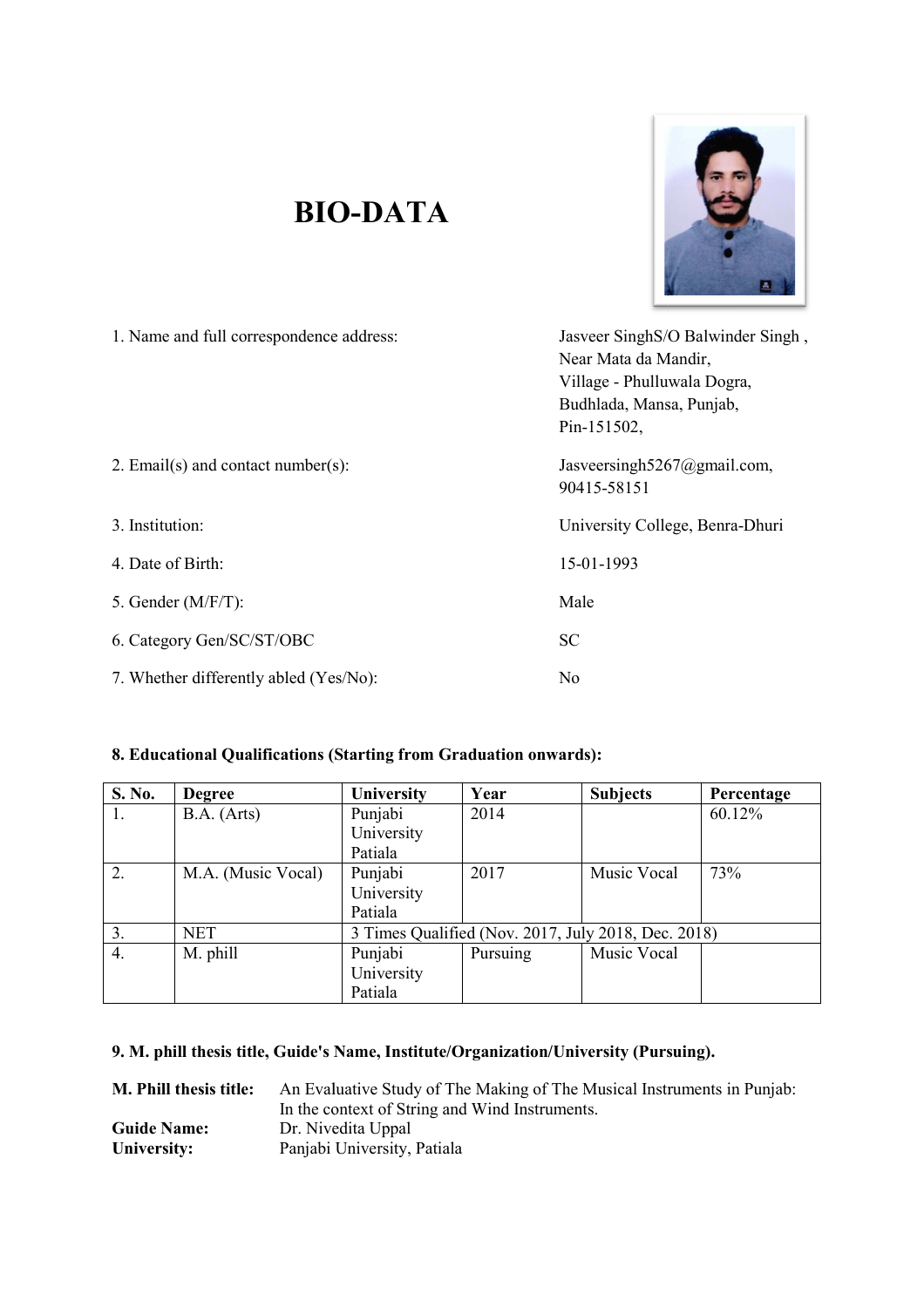# BIO-DATA

1. Name and full correspondence address: Jasveer SinghS/O Balwinder Singh , Near Mata da Mandir, Village - Phulluwala Dogra, Budhlada, Mansa, Punjab, Pin-151502,

2. Email(s) and contact number(s): Jasveersingh5267@gmail.com, 90415-58151

3. Institution: University College, Benra-Dhuri

4. Date of Birth: 15-01-1993

5. Gender (M/F/T): Male

6. Category Gen/SC/ST/OBC: SC

7. Whether differently abled (Yes/No): No

**8. Educational Qualifications (Starting from Graduation onwards):**

| S. No. | Degree | University | Year | Subjects | Percentage |
|---|---|---|---|---|---|
| 1. | B.A. (Arts) | Punjabi University Patiala | 2014 | | 60.12% |
| 2. | M.A. (Music Vocal) | Punjabi University Patiala | 2017 | Music Vocal | 73% |
| 3. | NET | 3 Times Qualified (Nov. 2017, July 2018, Dec. 2018) | | | |
| 4. | M. phill | Punjabi University Patiala | Pursuing | Music Vocal | |

**9. M. phill thesis title, Guide's Name, Institute/Organization/University (Pursuing).**

**M. Phill thesis title:** An Evaluative Study of The Making of The Musical Instruments in Punjab: In the context of String and Wind Instruments.

**Guide Name:** Dr. Nivedita Uppal

**University:** Panjabi University, Patiala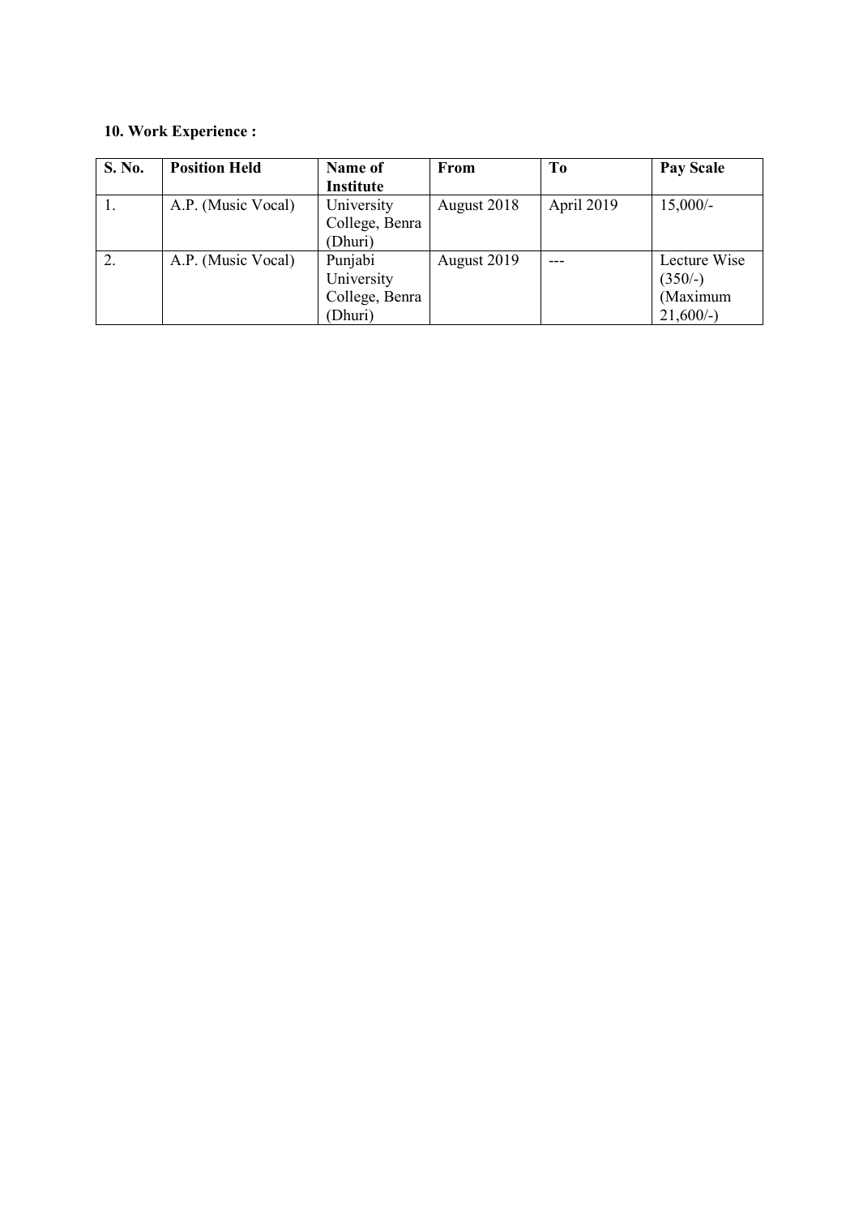**10. Work Experience :**

| S. No. | Position Held | Name of Institute | From | To | Pay Scale |
| --- | --- | --- | --- | --- | --- |
| 1. | A.P. (Music Vocal) | University College, Benra (Dhuri) | August 2018 | April 2019 | 15,000/- |
| 2. | A.P. (Music Vocal) | Punjabi University College, Benra (Dhuri) | August 2019 | --- | Lecture Wise (350/-) (Maximum 21,600/-) |